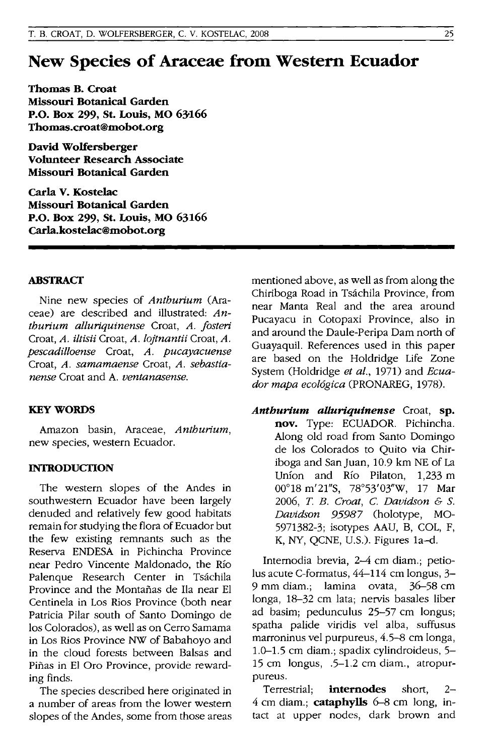# New Species of Araceae from Western Ecuador

**Thomas B. Croat**
**Missouri Botanical Garden**
**P.O. Box 299, St. Louis, MO 63166**
**Thomas.croat@mobot.org**

**David Wolfersberger**
**Volunteer Research Associate**
**Missouri Botanical Garden**

**Carla V. Kostelac**
**Missouri Botanical Garden**
**P.O. Box 299, St. Louis, MO 63166**
**Carla.kostelac@mobot.org**

## ABSTRACT

Nine new species of *Anthurium* (Araceae) are described and illustrated: *Anthurium alluriquinense* Croat, *A. fosteri* Croat, *A. iltisii* Croat, *A. lojtnantii* Croat, *A. pescadilloense* Croat, *A. pucayacuense* Croat, *A. samamaense* Croat, *A. sebastianense* Croat and A. *ventanasense*.

## KEY WORDS

Amazon basin, Araceae, *Anthurium*, new species, western Ecuador.

## INTRODUCTION

The western slopes of the Andes in southwestern Ecuador have been largely denuded and relatively few good habitats remain for studying the flora of Ecuador but the few existing remnants such as the Reserva ENDESA in Pichincha Province near Pedro Vincente Maldonado, the Río Palenque Research Center in Tsáchila Province and the Montañas de Ila near El Centinela in Los Rios Province (both near Patricia Pilar south of Santo Domingo de los Colorados), as well as on Cerro Samama in Los Rios Province NW of Babahoyo and in the cloud forests between Balsas and Piñas in El Oro Province, provide rewarding finds.

The species described here originated in a number of areas from the lower western slopes of the Andes, some from those areas mentioned above, as well as from along the Chiriboga Road in Tsáchila Province, from near Manta Real and the area around Pucayacu in Cotopaxi Province, also in and around the Daule-Peripa Dam north of Guayaquil. References used in this paper are based on the Holdridge Life Zone System (Holdridge *et al.*, 1971) and *Ecuador mapa ecológica* (PRONAREG, 1978).

***Anthurium alluriquinense*** Croat, **sp. nov.** Type: ECUADOR. Pichincha. Along old road from Santo Domingo de los Colorados to Quito via Chiriboga and San Juan, 10.9 km NE of La Unīon and Río Pilaton, 1,233 m 00°18 m'21"S, 78°53'03"W, 17 Mar 2006, *T. B. Croat, C. Davidson & S. Davidson 95987* (holotype, MO-5971382-3; isotypes AAU, B, COL, F, K, NY, QCNE, U.S.). Figures 1a–d.

Internodia brevia, 2–4 cm diam.; petiolus acute C-formatus, 44–114 cm longus, 3–9 mm diam.; lamina ovata, 36–58 cm longa, 18–32 cm lata; nervis basales liber ad basim; pedunculus 25–57 cm longus; spatha palide viridis vel alba, suffusus marroninus vel purpureus, 4.5–8 cm longa, 1.0–1.5 cm diam.; spadix cylindroideus, 5–15 cm longus, .5–1.2 cm diam., atropurpureus.

Terrestrial; **internodes** short, 2–4 cm diam.; **cataphylls** 6–8 cm long, intact at upper nodes, dark brown and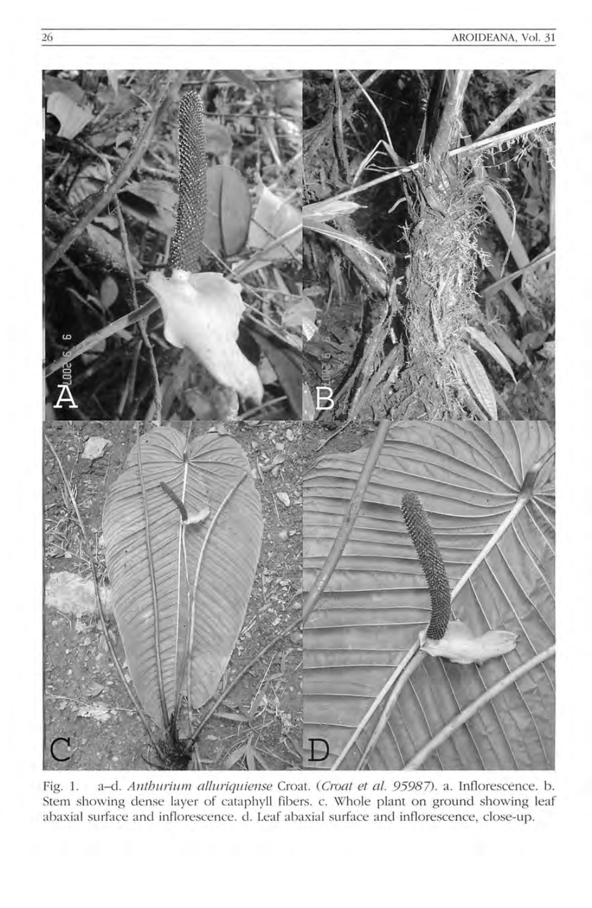Fig. 1. a–d. *Anthurium alluriquiense* Croat. (*Croat et al. 95987*). a. Inflorescence. b. Stem showing dense layer of cataphyll fibers. c. Whole plant on ground showing leaf abaxial surface and inflorescence. d. Leaf abaxial surface and inflorescence, close-up.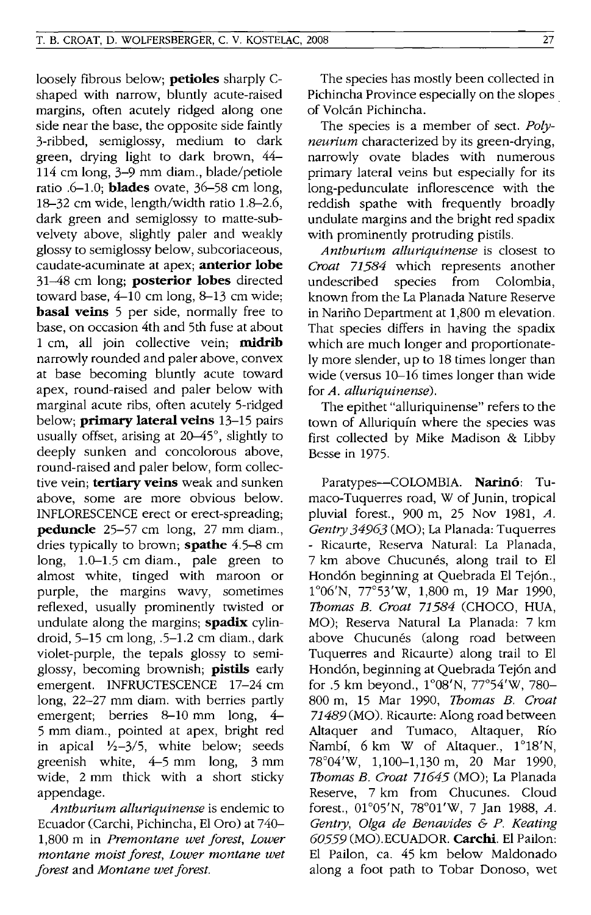loosely fibrous below; **petioles** sharply C-shaped with narrow, bluntly acute-raised margins, often acutely ridged along one side near the base, the opposite side faintly 3-ribbed, semiglossy, medium to dark green, drying light to dark brown, 44–114 cm long, 3–9 mm diam., blade/petiole ratio .6–1.0; **blades** ovate, 36–58 cm long, 18–32 cm wide, length/width ratio 1.8–2.6, dark green and semiglossy to matte-subvelvety above, slightly paler and weakly glossy to semiglossy below, subcoriaceous, caudate-acuminate at apex; **anterior lobe** 31–48 cm long; **posterior lobes** directed toward base, 4–10 cm long, 8–13 cm wide; **basal veins** 5 per side, normally free to base, on occasion 4th and 5th fuse at about 1 cm, all join collective vein; **midrib** narrowly rounded and paler above, convex at base becoming bluntly acute toward apex, round-raised and paler below with marginal acute ribs, often acutely 5-ridged below; **primary lateral veins** 13–15 pairs usually offset, arising at 20–45°, slightly to deeply sunken and concolorous above, round-raised and paler below, form collective vein; **tertiary veins** weak and sunken above, some are more obvious below. INFLORESCENCE erect or erect-spreading; **peduncle** 25–57 cm long, 27 mm diam., dries typically to brown; **spathe** 4.5–8 cm long, 1.0–1.5 cm diam., pale green to almost white, tinged with maroon or purple, the margins wavy, sometimes reflexed, usually prominently twisted or undulate along the margins; **spadix** cylindroid, 5–15 cm long, .5–1.2 cm diam., dark violet-purple, the tepals glossy to semiglossy, becoming brownish; **pistils** early emergent. INFRUCTESCENCE 17–24 cm long, 22–27 mm diam. with berries partly emergent; berries 8–10 mm long, 4–5 mm diam., pointed at apex, bright red in apical ½–3/5, white below; seeds greenish white, 4–5 mm long, 3 mm wide, 2 mm thick with a short sticky appendage.

*Anthurium alluriquinense* is endemic to Ecuador (Carchi, Pichincha, El Oro) at 740–1,800 m in *Premontane wet forest*, *Lower montane moist forest*, *Lower montane wet forest* and *Montane wet forest*.

The species has mostly been collected in Pichincha Province especially on the slopes of Volcán Pichincha.

The species is a member of sect. *Polyneurium* characterized by its green-drying, narrowly ovate blades with numerous primary lateral veins but especially for its long-pedunculate inflorescence with the reddish spathe with frequently broadly undulate margins and the bright red spadix with prominently protruding pistils.

*Anthurium alluriquinense* is closest to *Croat 71584* which represents another undescribed species from Colombia, known from the La Planada Nature Reserve in Nariño Department at 1,800 m elevation. That species differs in having the spadix which are much longer and proportionately more slender, up to 18 times longer than wide (versus 10–16 times longer than wide for *A. alluriquinense*).

The epithet "alluriquinense" refers to the town of Alluriquín where the species was first collected by Mike Madison & Libby Besse in 1975.

Paratypes—COLOMBIA. **Nariñó**: Tumaco-Tuquerres road, W of Junin, tropical pluvial forest., 900 m, 25 Nov 1981, *A. Gentry 34963* (MO); La Planada: Tuquerres - Ricaurte, Reserva Natural: La Planada, 7 km above Chucunés, along trail to El Hondón beginning at Quebrada El Tejón., 1°06'N, 77°53'W, 1,800 m, 19 Mar 1990, *Thomas B. Croat 71584* (CHOCO, HUA, MO); Reserva Natural La Planada: 7 km above Chucunés (along road between Tuquerres and Ricaurte) along trail to El Hondón, beginning at Quebrada Tejón and for .5 km beyond., 1°08'N, 77°54'W, 780–800 m, 15 Mar 1990, *Thomas B. Croat 71489* (MO). Ricaurte: Along road between Altaquer and Tumaco, Altaquer, Río Ñambí, 6 km W of Altaquer., 1°18'N, 78°04'W, 1,100–1,130 m, 20 Mar 1990, *Thomas B. Croat 71645* (MO); La Planada Reserve, 7 km from Chucunes. Cloud forest., 01°05'N, 78°01'W, 7 Jan 1988, *A. Gentry, Olga de Benavides & P. Keating 60559* (MO).ECUADOR. **Carchi**. El Pailon: El Pailon, ca. 45 km below Maldonado along a foot path to Tobar Donoso, wet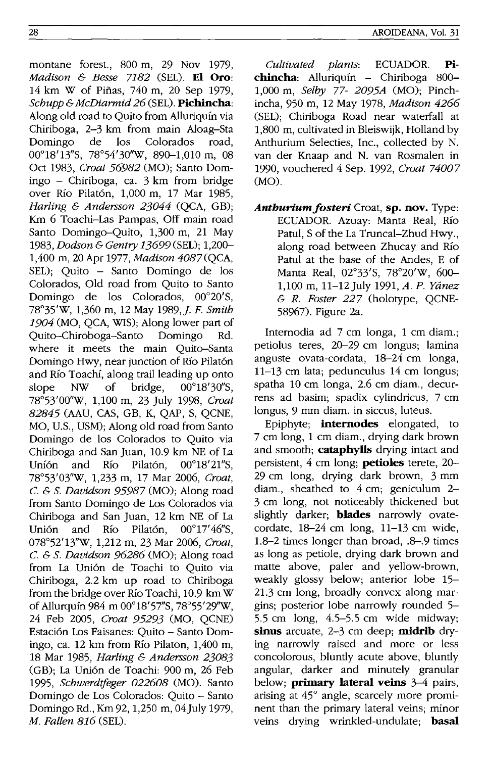montane forest., 800 m, 29 Nov 1979, *Madison & Besse 7182* (SEL). **El Oro**: 14 km W of Piñas, 740 m, 20 Sep 1979, *Schupp & McDiarmid 26* (SEL). **Pichincha**: Along old road to Quito from Alluriquín via Chiriboga, 2–3 km from main Aloag–Sta Domingo de los Colorados road, 00°18'13"S, 78°54'30"W, 890–1,010 m, 08 Oct 1983, *Croat 56982* (MO); Santo Domingo – Chiriboga, ca. 3 km from bridge over Río Pilatón, 1,000 m, 17 Mar 1985, *Harling & Andersson 23044* (QCA, GB); Km 6 Toachi–Las Pampas, Off main road Santo Domingo–Quito, 1,300 m, 21 May 1983, *Dodson & Gentry 13699* (SEL); 1,200–1,400 m, 20 Apr 1977, *Madison 4087* (QCA, SEL); Quito – Santo Domingo de los Colorados, Old road from Quito to Santo Domingo de los Colorados, 00°20'S, 78°35'W, 1,360 m, 12 May 1989, *J. F. Smith 1904* (MO, QCA, WIS); Along lower part of Quito–Chiroboga–Santo Domingo Rd. where it meets the main Quito–Santa Domingo Hwy, near junction of Río Pilatón and Río Toachí, along trail leading up onto slope NW of bridge, 00°18'30"S, 78°53'00"W, 1,100 m, 23 July 1998, *Croat 82845* (AAU, CAS, GB, K, QAP, S, QCNE, MO, U.S., USM); Along old road from Santo Domingo de los Colorados to Quito via Chiriboga and San Juan, 10.9 km NE of La Uníón and Río Pilatón, 00°18'21"S, 78°53'03"W, 1,233 m, 17 Mar 2006, *Croat, C. & S. Davidson 95987* (MO); Along road from Santo Domingo de Los Colorados via Chiriboga and San Juan, 12 km NE of La Unión and Río Pilatón, 00°17'46"S, 078°52'13"W, 1,212 m, 23 Mar 2006, *Croat, C. & S. Davidson 96286* (MO); Along road from La Unión de Toachi to Quito via Chiriboga, 2.2 km up road to Chiriboga from the bridge over Río Toachi, 10.9 km W of Allurquín 984 m 00°18'57"S, 78°55'29"W, 24 Feb 2005, *Croat 95293* (MO, QCNE) Estación Los Faisanes: Quito – Santo Domingo, ca. 12 km from Río Pilaton, 1,400 m, 18 Mar 1985, *Harling & Andersson 23083* (GB); La Unión de Toachi: 900 m, 26 Feb 1995, *Schwerdtfeger 022608* (MO). Santo Domingo de Los Colorados: Quito – Santo Domingo Rd., Km 92, 1,250 m, 04 July 1979, *M. Fallen 816* (SEL).

*Cultivated plants*: ECUADOR. **Pichincha**: Alluriquín – Chiriboga 800–1,000 m, *Selby 77- 2095A* (MO); Pinchincha, 950 m, 12 May 1978, *Madison 4266* (SEL); Chiriboga Road near waterfall at 1,800 m, cultivated in Bleiswijk, Holland by Anthurium Selecties, Inc., collected by N. van der Knaap and N. van Rosmalen in 1990, vouchered 4 Sep. 1992, *Croat 74007* (MO).

***Anthurium fosteri*** Croat, **sp. nov.** Type: ECUADOR. Azuay: Manta Real, Río Patul, S of the La Truncal–Zhud Hwy., along road between Zhucay and Río Patul at the base of the Andes, E of Manta Real, 02°33'S, 78°20'W, 600–1,100 m, 11–12 July 1991, *A. P. Yánez & R. Foster 227* (holotype, QCNE-58967). Figure 2a.

Internodia ad 7 cm longa, 1 cm diam.; petiolus teres, 20–29 cm longus; lamina anguste ovata-cordata, 18–24 cm longa, 11–13 cm lata; pedunculus 14 cm longus; spatha 10 cm longa, 2.6 cm diam., decurrens ad basim; spadix cylindricus, 7 cm longus, 9 mm diam. in siccus, luteus.

Epiphyte; **internodes** elongated, to 7 cm long, 1 cm diam., drying dark brown and smooth; **cataphylls** drying intact and persistent, 4 cm long; **petioles** terete, 20–29 cm long, drying dark brown, 3 mm diam., sheathed to 4 cm; geniculum 2–3 cm long, not noticeably thickened but slightly darker; **blades** narrowly ovate-cordate, 18–24 cm long, 11–13 cm wide, 1.8–2 times longer than broad, .8–.9 times as long as petiole, drying dark brown and matte above, paler and yellow-brown, weakly glossy below; anterior lobe 15–21.3 cm long, broadly convex along margins; posterior lobe narrowly rounded 5–5.5 cm long, 4.5–5.5 cm wide midway; **sinus** arcuate, 2–3 cm deep; **midrib** drying narrowly raised and more or less concolorous, bluntly acute above, bluntly angular, darker and minutely granular below; **primary lateral veins** 3–4 pairs, arising at 45° angle, scarcely more prominent than the primary lateral veins; minor veins drying wrinkled-undulate; **basal**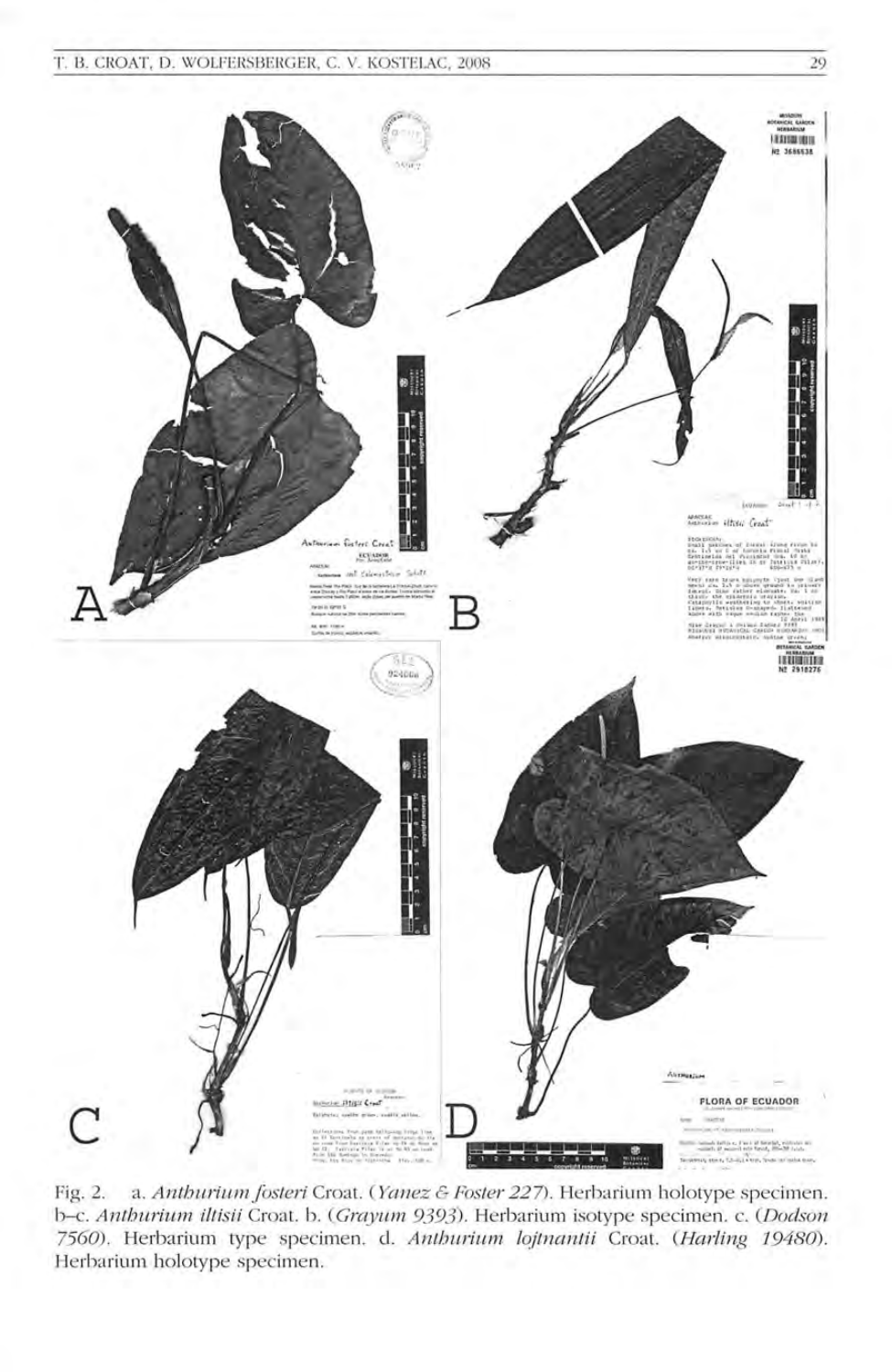Fig. 2. a. *Anthurium fosteri* Croat. (*Yanez & Foster 227*). Herbarium holotype specimen. b–c. *Anthurium iltisii* Croat. b. (*Grayum 9393*). Herbarium isotype specimen. c. (*Dodson 7560*). Herbarium type specimen. d. *Anthurium lojtnantii* Croat. (*Harling 19480*). Herbarium holotype specimen.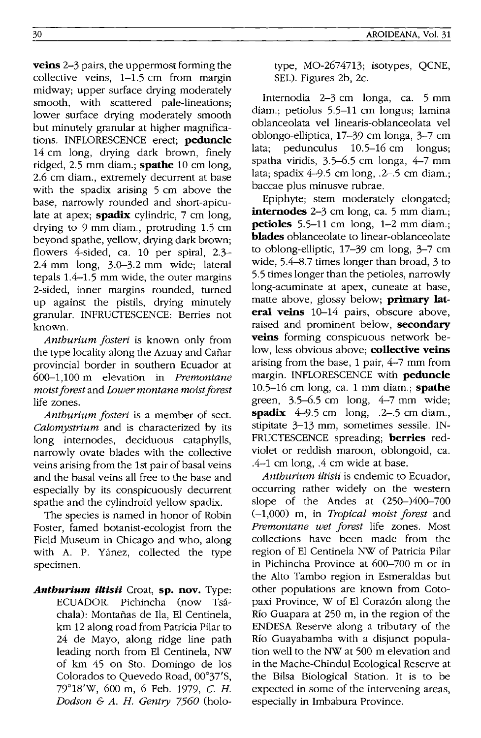**veins** 2–3 pairs, the uppermost forming the collective veins, 1–1.5 cm from margin midway; upper surface drying moderately smooth, with scattered pale-lineations; lower surface drying moderately smooth but minutely granular at higher magnifications. INFLORESCENCE erect; **peduncle** 14 cm long, drying dark brown, finely ridged, 2.5 mm diam.; **spathe** 10 cm long, 2.6 cm diam., extremely decurrent at base with the spadix arising 5 cm above the base, narrowly rounded and short-apiculate at apex; **spadix** cylindric, 7 cm long, drying to 9 mm diam., protruding 1.5 cm beyond spathe, yellow, drying dark brown; flowers 4-sided, ca. 10 per spiral, 2.3–2.4 mm long, 3.0–3.2 mm wide; lateral tepals 1.4–1.5 mm wide, the outer margins 2-sided, inner margins rounded, turned up against the pistils, drying minutely granular. INFRUCTESCENCE: Berries not known.

*Anthurium fosteri* is known only from the type locality along the Azuay and Cañar provincial border in southern Ecuador at 600–1,100 m elevation in *Premontane moist forest* and *Lower montane moist forest* life zones.

*Anthurium fosteri* is a member of sect. *Calomystrium* and is characterized by its long internodes, deciduous cataphylls, narrowly ovate blades with the collective veins arising from the 1st pair of basal veins and the basal veins all free to the base and especially by its conspicuously decurrent spathe and the cylindroid yellow spadix.

The species is named in honor of Robin Foster, famed botanist-ecologist from the Field Museum in Chicago and who, along with A. P. Yánez, collected the type specimen.

***Anthurium iltisii*** Croat, **sp. nov.** Type: ECUADOR. Pichincha (now Tsáchala): Montañas de Ila, El Centinela, km 12 along road from Patricia Pilar to 24 de Mayo, along ridge line path leading north from El Centinela, NW of km 45 on Sto. Domingo de los Colorados to Quevedo Road, 00°37'S, 79°18'W, 600 m, 6 Feb. 1979, *C. H. Dodson & A. H. Gentry 7560* (holotype, MO-2674713; isotypes, QCNE, SEL). Figures 2b, 2c.

Internodia 2–3 cm longa, ca. 5 mm diam.; petiolus 5.5–11 cm longus; lamina oblanceolata vel linearis-oblanceolata vel oblongo-elliptica, 17–39 cm longa, 3–7 cm lata; pedunculus 10.5–16 cm longus; spatha viridis, 3.5–6.5 cm longa, 4–7 mm lata; spadix 4–9.5 cm long, .2–.5 cm diam.; baccae plus minusve rubrae.

Epiphyte; stem moderately elongated; **internodes** 2–3 cm long, ca. 5 mm diam.; **petioles** 5.5–11 cm long, 1–2 mm diam.; **blades** oblanceolate to linear-oblanceolate to oblong-elliptic, 17–39 cm long, 3–7 cm wide, 5.4–8.7 times longer than broad, 3 to 5.5 times longer than the petioles, narrowly long-acuminate at apex, cuneate at base, matte above, glossy below; **primary lateral veins** 10–14 pairs, obscure above, raised and prominent below, **secondary veins** forming conspicuous network below, less obvious above; **collective veins** arising from the base, 1 pair, 4–7 mm from margin. INFLORESCENCE with **peduncle** 10.5–16 cm long, ca. 1 mm diam.; **spathe** green, 3.5–6.5 cm long, 4–7 mm wide; **spadix** 4–9.5 cm long, .2–.5 cm diam., stipitate 3–13 mm, sometimes sessile. INFRUCTESCENCE spreading; **berries** red-violet or reddish maroon, oblongoid, ca. .4–1 cm long, .4 cm wide at base.

*Anthurium iltisii* is endemic to Ecuador, occurring rather widely on the western slope of the Andes at (250–)400–700 (–1,000) m, in *Tropical moist forest* and *Premontane wet forest* life zones. Most collections have been made from the region of El Centinela NW of Patricia Pilar in Pichincha Province at 600–700 m or in the Alto Tambo region in Esmeraldas but other populations are known from Cotopaxi Province, W of El Corazón along the Río Guapara at 250 m, in the region of the ENDESA Reserve along a tributary of the Río Guayabamba with a disjunct population well to the NW at 500 m elevation and in the Mache-Chindul Ecological Reserve at the Bilsa Biological Station. It is to be expected in some of the intervening areas, especially in Imbabura Province.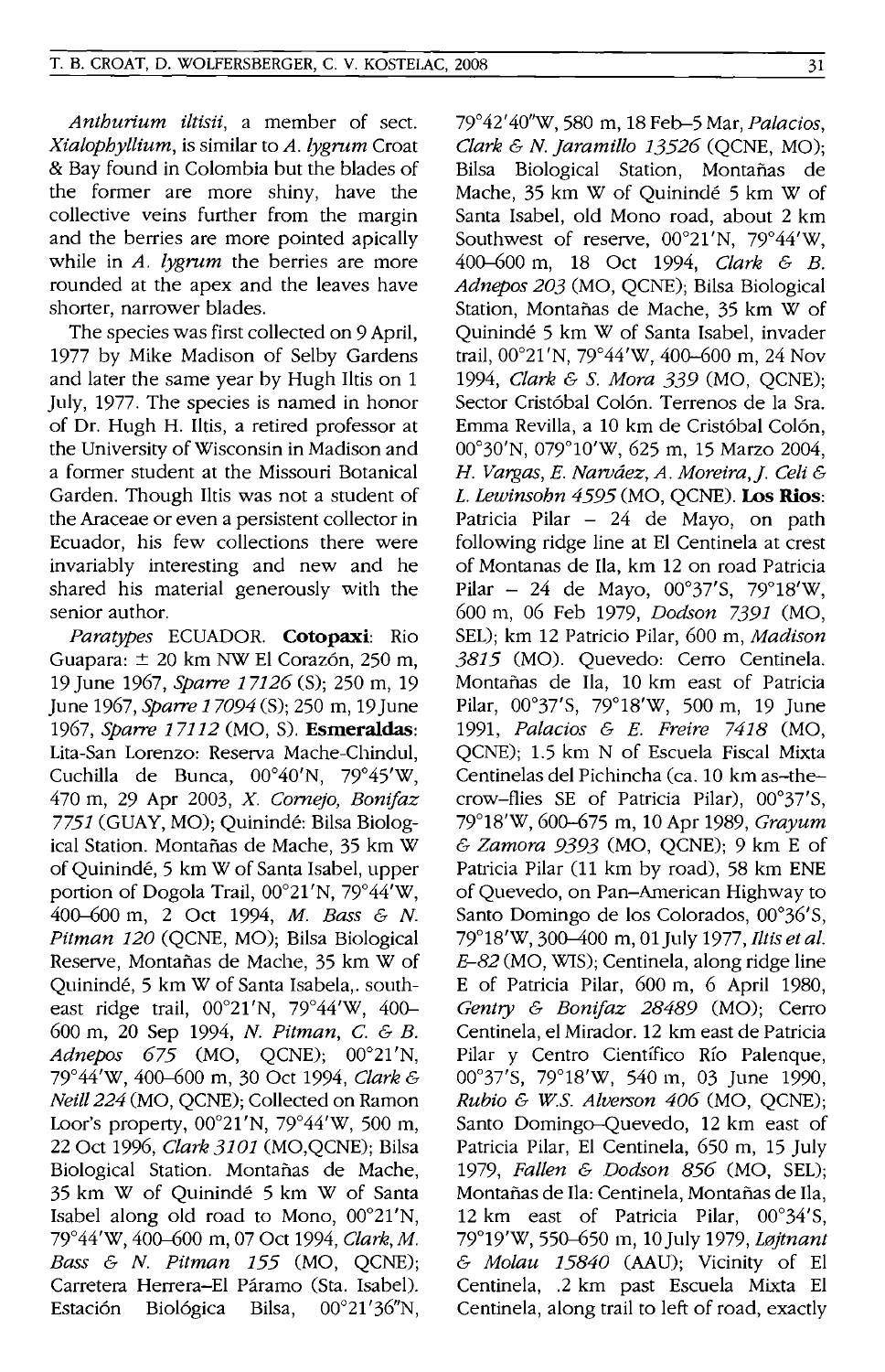*Anthurium iltisii*, a member of sect. *Xialophyllium*, is similar to *A. lygrum* Croat & Bay found in Colombia but the blades of the former are more shiny, have the collective veins further from the margin and the berries are more pointed apically while in *A. lygrum* the berries are more rounded at the apex and the leaves have shorter, narrower blades.

The species was first collected on 9 April, 1977 by Mike Madison of Selby Gardens and later the same year by Hugh Iltis on 1 July, 1977. The species is named in honor of Dr. Hugh H. Iltis, a retired professor at the University of Wisconsin in Madison and a former student at the Missouri Botanical Garden. Though Iltis was not a student of the Araceae or even a persistent collector in Ecuador, his few collections there were invariably interesting and new and he shared his material generously with the senior author.

*Paratypes* ECUADOR. **Cotopaxi**: Rio Guapara: ± 20 km NW El Corazón, 250 m, 19 June 1967, *Sparre 17126* (S); 250 m, 19 June 1967, *Sparre 17094* (S); 250 m, 19 June 1967, *Sparre 17112* (MO, S). **Esmeraldas**: Lita-San Lorenzo: Reserva Mache-Chindul, Cuchilla de Bunca, 00°40'N, 79°45'W, 470 m, 29 Apr 2003, *X. Cornejo, Bonifaz 7751* (GUAY, MO); Quinindé: Bilsa Biological Station. Montañas de Mache, 35 km W of Quinindé, 5 km W of Santa Isabel, upper portion of Dogola Trail, 00°21'N, 79°44'W, 400–600 m, 2 Oct 1994, *M. Bass & N. Pitman 120* (QCNE, MO); Bilsa Biological Reserve, Montañas de Mache, 35 km W of Quinindé, 5 km W of Santa Isabela,. southeast ridge trail, 00°21'N, 79°44'W, 400–600 m, 20 Sep 1994, *N. Pitman, C. & B. Adnepos 675* (MO, QCNE); 00°21'N, 79°44'W, 400–600 m, 30 Oct 1994, *Clark & Neill 224* (MO, QCNE); Collected on Ramon Loor's property, 00°21'N, 79°44'W, 500 m, 22 Oct 1996, *Clark 3101* (MO,QCNE); Bilsa Biological Station. Montañas de Mache, 35 km W of Quinindé 5 km W of Santa Isabel along old road to Mono, 00°21'N, 79°44'W, 400–600 m, 07 Oct 1994, *Clark, M. Bass & N. Pitman 155* (MO, QCNE); Carretera Herrera–El Páramo (Sta. Isabel). Estación Biológica Bilsa, 00°21'36"N, 79°42'40"W, 580 m, 18 Feb–5 Mar, *Palacios, Clark & N. Jaramillo 13526* (QCNE, MO); Bilsa Biological Station, Montañas de Mache, 35 km W of Quinindé 5 km W of Santa Isabel, old Mono road, about 2 km Southwest of reserve, 00°21'N, 79°44'W, 400–600 m, 18 Oct 1994, *Clark & B. Adnepos 203* (MO, QCNE); Bilsa Biological Station, Montañas de Mache, 35 km W of Quinindé 5 km W of Santa Isabel, invader trail, 00°21'N, 79°44'W, 400–600 m, 24 Nov 1994, *Clark & S. Mora 339* (MO, QCNE); Sector Cristóbal Colón. Terrenos de la Sra. Emma Revilla, a 10 km de Cristóbal Colón, 00°30'N, 079°10'W, 625 m, 15 Marzo 2004, *H. Vargas, E. Narváez, A. Moreira, J. Celi & L. Lewinsohn 4595* (MO, QCNE). **Los Rios**: Patricia Pilar – 24 de Mayo, on path following ridge line at El Centinela at crest of Montanas de Ila, km 12 on road Patricia Pilar – 24 de Mayo, 00°37'S, 79°18'W, 600 m, 06 Feb 1979, *Dodson 7391* (MO, SEL); km 12 Patricio Pilar, 600 m, *Madison 3815* (MO). Quevedo: Cerro Centinela. Montañas de Ila, 10 km east of Patricia Pilar, 00°37'S, 79°18'W, 500 m, 19 June 1991, *Palacios & E. Freire 7418* (MO, QCNE); 1.5 km N of Escuela Fiscal Mixta Centinelas del Pichincha (ca. 10 km as–the–crow–flies SE of Patricia Pilar), 00°37'S, 79°18'W, 600–675 m, 10 Apr 1989, *Grayum & Zamora 9393* (MO, QCNE); 9 km E of Patricia Pilar (11 km by road), 58 km ENE of Quevedo, on Pan–American Highway to Santo Domingo de los Colorados, 00°36'S, 79°18'W, 300–400 m, 01 July 1977, *Iltis et al. E-82* (MO, WIS); Centinela, along ridge line E of Patricia Pilar, 600 m, 6 April 1980, *Gentry & Bonifaz 28489* (MO); Cerro Centinela, el Mirador. 12 km east de Patricia Pilar y Centro Científico Río Palenque, 00°37'S, 79°18'W, 540 m, 03 June 1990, *Rubio & W.S. Alverson 406* (MO, QCNE); Santo Domingo–Quevedo, 12 km east of Patricia Pilar, El Centinela, 650 m, 15 July 1979, *Fallen & Dodson 856* (MO, SEL); Montañas de Ila: Centinela, Montañas de Ila, 12 km east of Patricia Pilar, 00°34'S, 79°19'W, 550–650 m, 10 July 1979, *Løjtnant & Molau 15840* (AAU); Vicinity of El Centinela, .2 km past Escuela Mixta El Centinela, along trail to left of road, exactly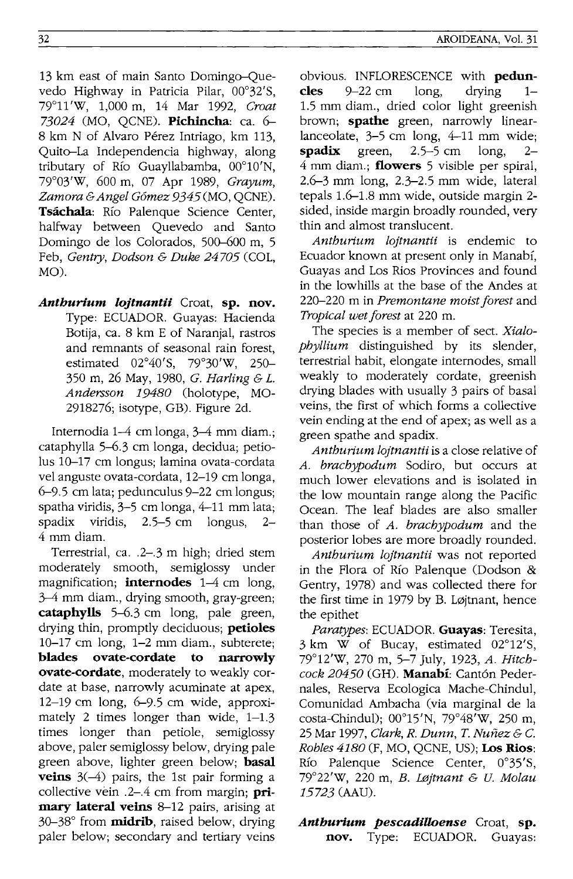13 km east of main Santo Domingo–Quevedo Highway in Patricia Pilar, 00°32'S, 79°11'W, 1,000 m, 14 Mar 1992, *Croat 73024* (MO, QCNE). **Pichincha**: ca. 6–8 km N of Alvaro Pérez Intriago, km 113, Quito–La Independencia highway, along tributary of Río Guayllabamba, 00°10'N, 79°03'W, 600 m, 07 Apr 1989, *Grayum, Zamora & Angel Gómez 9345* (MO, QCNE). **Tsáchala**: Río Palenque Science Center, halfway between Quevedo and Santo Domingo de los Colorados, 500–600 m, 5 Feb, *Gentry, Dodson & Duke 24705* (COL, MO).

***Anthurium lojtnantii*** Croat, **sp. nov.** Type: ECUADOR. Guayas: Hacienda Botija, ca. 8 km E of Naranjal, rastros and remnants of seasonal rain forest, estimated 02°40'S, 79°30'W, 250–350 m, 26 May, 1980, *G. Harling & L. Andersson 19480* (holotype, MO-2918276; isotype, GB). Figure 2d.

Internodia 1–4 cm longa, 3–4 mm diam.; cataphylla 5–6.3 cm longa, decidua; petiolus 10–17 cm longus; lamina ovata-cordata vel anguste ovata-cordata, 12–19 cm longa, 6–9.5 cm lata; pedunculus 9–22 cm longus; spatha viridis, 3–5 cm longa, 4–11 mm lata; spadix viridis, 2.5–5 cm longus, 2–4 mm diam.

Terrestrial, ca. .2–.3 m high; dried stem moderately smooth, semiglossy under magnification; **internodes** 1–4 cm long, 3–4 mm diam., drying smooth, gray-green; **cataphylls** 5–6.3 cm long, pale green, drying thin, promptly deciduous; **petioles** 10–17 cm long, 1–2 mm diam., subterete; **blades ovate-cordate to narrowly ovate-cordate**, moderately to weakly cordate at base, narrowly acuminate at apex, 12–19 cm long, 6–9.5 cm wide, approximately 2 times longer than wide, 1–1.3 times longer than petiole, semiglossy above, paler semiglossy below, drying pale green above, lighter green below; **basal veins** 3(–4) pairs, the 1st pair forming a collective vein .2–.4 cm from margin; **primary lateral veins** 8–12 pairs, arising at 30–38° from **midrib**, raised below, drying paler below; secondary and tertiary veins obvious. INFLORESCENCE with **peduncles** 9–22 cm long, drying 1–1.5 mm diam., dried color light greenish brown; **spathe** green, narrowly linear-lanceolate, 3–5 cm long, 4–11 mm wide; **spadix** green, 2.5–5 cm long, 2–4 mm diam.; **flowers** 5 visible per spiral, 2.6–3 mm long, 2.3–2.5 mm wide, lateral tepals 1.6–1.8 mm wide, outside margin 2-sided, inside margin broadly rounded, very thin and almost translucent.

*Anthurium lojtnantii* is endemic to Ecuador known at present only in Manabí, Guayas and Los Rios Provinces and found in the lowhills at the base of the Andes at 220–220 m in *Premontane moist forest* and *Tropical wet forest* at 220 m.

The species is a member of sect. *Xialophyllium* distinguished by its slender, terrestrial habit, elongate internodes, small weakly to moderately cordate, greenish drying blades with usually 3 pairs of basal veins, the first of which forms a collective vein ending at the end of apex; as well as a green spathe and spadix.

*Anthurium lojtnantii* is a close relative of *A. brachypodum* Sodiro, but occurs at much lower elevations and is isolated in the low mountain range along the Pacific Ocean. The leaf blades are also smaller than those of *A. brachypodum* and the posterior lobes are more broadly rounded.

*Anthurium lojtnantii* was not reported in the Flora of Río Palenque (Dodson & Gentry, 1978) and was collected there for the first time in 1979 by B. Løjtnant, hence the epithet

*Paratypes*: ECUADOR. **Guayas**: Teresita, 3 km W of Bucay, estimated 02°12'S, 79°12'W, 270 m, 5–7 July, 1923, *A. Hitchcock 20450* (GH). **Manabí**: Cantón Pedernales, Reserva Ecologica Mache-Chindul, Comunidad Ambacha (via marginal de la costa-Chindul); 00°15'N, 79°48'W, 250 m, 25 Mar 1997, *Clark, R. Dunn, T. Nuñez & C. Robles 4180* (F, MO, QCNE, US); **Los Rios**: Río Palenque Science Center, 0°35'S, 79°22'W, 220 m, *B. Løjtnant & U. Molau 15723* (AAU).

***Anthurium pescadilloense*** Croat, **sp. nov.** Type: ECUADOR. Guayas: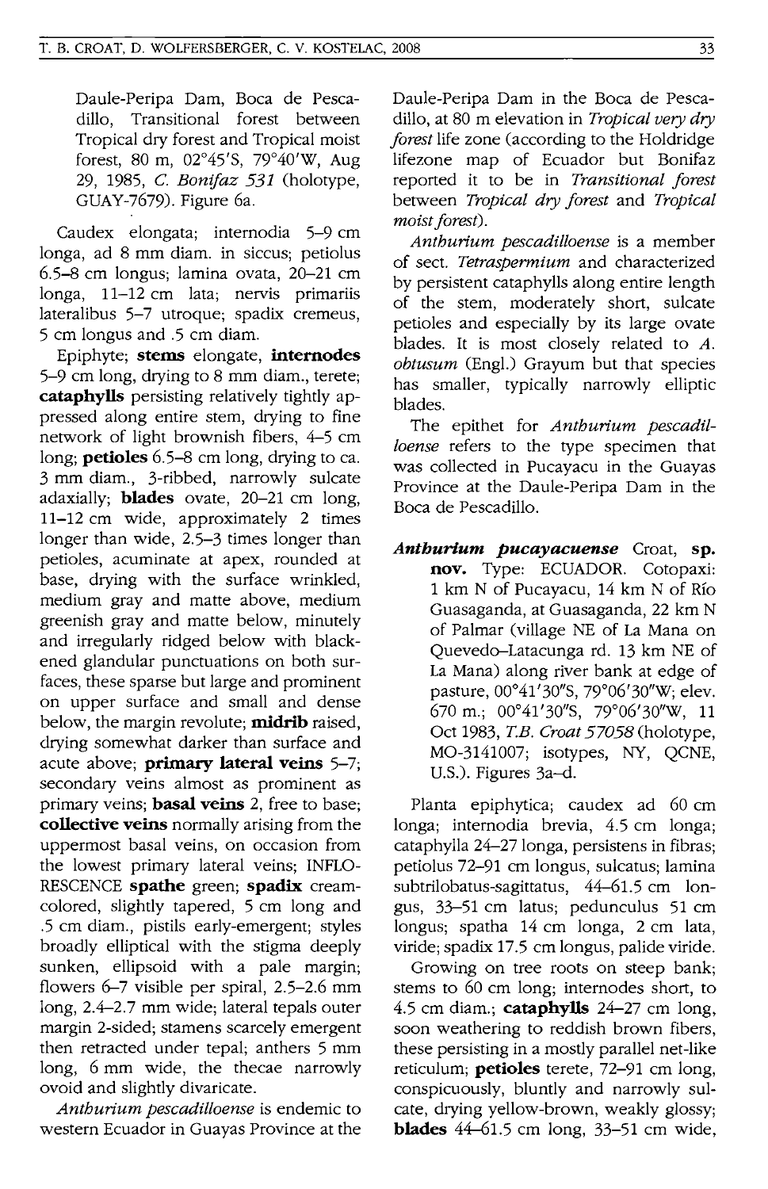Daule-Peripa Dam, Boca de Pescadillo, Transitional forest between Tropical dry forest and Tropical moist forest, 80 m, 02°45'S, 79°40'W, Aug 29, 1985, *C. Bonifaz 531* (holotype, GUAY-7679). Figure 6a.

Caudex elongata; internodia 5–9 cm longa, ad 8 mm diam. in siccus; petiolus 6.5–8 cm longus; lamina ovata, 20–21 cm longa, 11–12 cm lata; nervis primariis lateralibus 5–7 utroque; spadix cremeus, 5 cm longus and .5 cm diam.

Epiphyte; **stems** elongate, **internodes** 5–9 cm long, drying to 8 mm diam., terete; **cataphylls** persisting relatively tightly appressed along entire stem, drying to fine network of light brownish fibers, 4–5 cm long; **petioles** 6.5–8 cm long, drying to ca. 3 mm diam., 3-ribbed, narrowly sulcate adaxially; **blades** ovate, 20–21 cm long, 11–12 cm wide, approximately 2 times longer than wide, 2.5–3 times longer than petioles, acuminate at apex, rounded at base, drying with the surface wrinkled, medium gray and matte above, medium greenish gray and matte below, minutely and irregularly ridged below with blackened glandular punctuations on both surfaces, these sparse but large and prominent on upper surface and small and dense below, the margin revolute; **midrib** raised, drying somewhat darker than surface and acute above; **primary lateral veins** 5–7; secondary veins almost as prominent as primary veins; **basal veins** 2, free to base; **collective veins** normally arising from the uppermost basal veins, on occasion from the lowest primary lateral veins; INFLORESCENCE **spathe** green; **spadix** cream-colored, slightly tapered, 5 cm long and .5 cm diam., pistils early-emergent; styles broadly elliptical with the stigma deeply sunken, ellipsoid with a pale margin; flowers 6–7 visible per spiral, 2.5–2.6 mm long, 2.4–2.7 mm wide; lateral tepals outer margin 2-sided; stamens scarcely emergent then retracted under tepal; anthers 5 mm long, 6 mm wide, the thecae narrowly ovoid and slightly divaricate.

*Anthurium pescadilloense* is endemic to western Ecuador in Guayas Province at the Daule-Peripa Dam in the Boca de Pescadillo, at 80 m elevation in *Tropical very dry forest* life zone (according to the Holdridge lifezone map of Ecuador but Bonifaz reported it to be in *Transitional forest* between *Tropical dry forest* and *Tropical moist forest*).

*Anthurium pescadilloense* is a member of sect. *Tetraspermium* and characterized by persistent cataphylls along entire length of the stem, moderately short, sulcate petioles and especially by its large ovate blades. It is most closely related to *A. obtusum* (Engl.) Grayum but that species has smaller, typically narrowly elliptic blades.

The epithet for *Anthurium pescadilloense* refers to the type specimen that was collected in Pucayacu in the Guayas Province at the Daule-Peripa Dam in the Boca de Pescadillo.

***Anthurium pucayacuense*** Croat, **sp. nov.** Type: ECUADOR. Cotopaxi: 1 km N of Pucayacu, 14 km N of Río Guasaganda, at Guasaganda, 22 km N of Palmar (village NE of La Mana on Quevedo–Latacunga rd. 13 km NE of La Mana) along river bank at edge of pasture, 00°41'30"S, 79°06'30"W; elev. 670 m.; 00°41'30"S, 79°06'30"W, 11 Oct 1983, *T.B. Croat 57058* (holotype, MO-3141007; isotypes, NY, QCNE, U.S.). Figures 3a–d.

Planta epiphytica; caudex ad 60 cm longa; internodia brevia, 4.5 cm longa; cataphylla 24–27 longa, persistens in fibras; petiolus 72–91 cm longus, sulcatus; lamina subtrilobatus-sagittatus, 44–61.5 cm longus, 33–51 cm latus; pedunculus 51 cm longus; spatha 14 cm longa, 2 cm lata, viride; spadix 17.5 cm longus, palide viride.

Growing on tree roots on steep bank; stems to 60 cm long; internodes short, to 4.5 cm diam.; **cataphylls** 24–27 cm long, soon weathering to reddish brown fibers, these persisting in a mostly parallel net-like reticulum; **petioles** terete, 72–91 cm long, conspicuously, bluntly and narrowly sulcate, drying yellow-brown, weakly glossy; **blades** 44–61.5 cm long, 33–51 cm wide,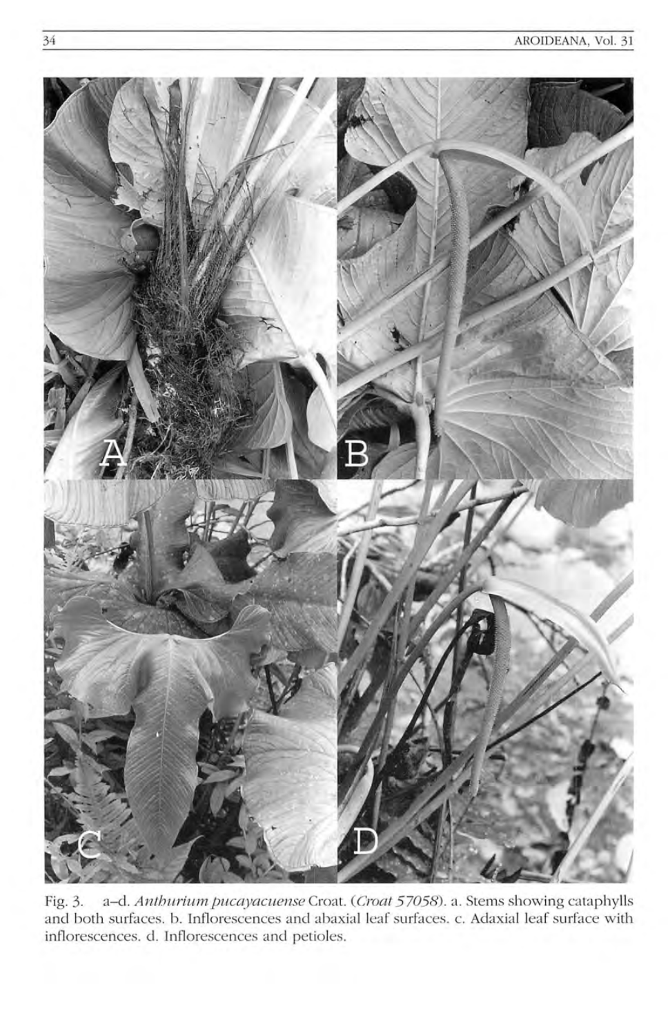Fig. 3. a–d. *Anthurium pucayacuense* Croat. (*Croat 57058*). a. Stems showing cataphylls and both surfaces. b. Inflorescences and abaxial leaf surfaces. c. Adaxial leaf surface with inflorescences. d. Inflorescences and petioles.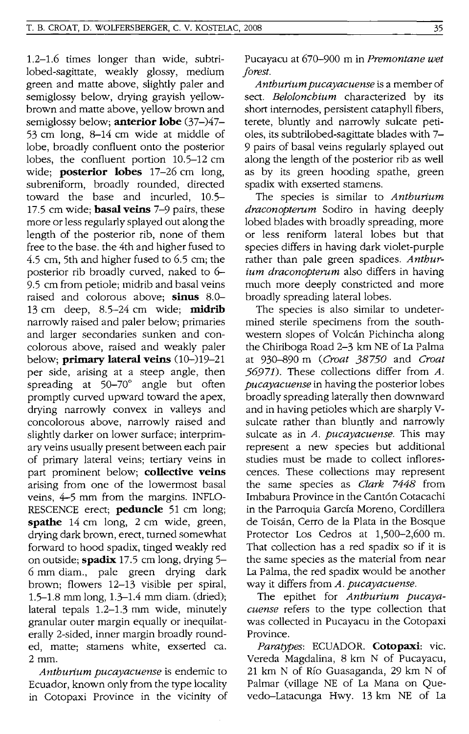1.2–1.6 times longer than wide, subtrilobed-sagittate, weakly glossy, medium green and matte above, slightly paler and semiglossy below, drying grayish yellow-brown and matte above, yellow brown and semiglossy below; **anterior lobe** (37–)47–53 cm long, 8–14 cm wide at middle of lobe, broadly confluent onto the posterior lobes, the confluent portion 10.5–12 cm wide; **posterior lobes** 17–26 cm long, subreniform, broadly rounded, directed toward the base and incurled, 10.5–17.5 cm wide; **basal veins** 7–9 pairs, these more or less regularly splayed out along the length of the posterior rib, none of them free to the base. the 4th and higher fused to 4.5 cm, 5th and higher fused to 6.5 cm; the posterior rib broadly curved, naked to 6–9.5 cm from petiole; midrib and basal veins raised and colorous above; **sinus** 8.0–13 cm deep, 8.5–24 cm wide; **midrib** narrowly raised and paler below; primaries and larger secondaries sunken and concolorous above, raised and weakly paler below; **primary lateral veins** (10–)19–21 per side, arising at a steep angle, then spreading at 50–70° angle but often promptly curved upward toward the apex, drying narrowly convex in valleys and concolorous above, narrowly raised and slightly darker on lower surface; interprimary veins usually present between each pair of primary lateral veins; tertiary veins in part prominent below; **collective veins** arising from one of the lowermost basal veins, 4–5 mm from the margins. INFLORESCENCE erect; **peduncle** 51 cm long; **spathe** 14 cm long, 2 cm wide, green, drying dark brown, erect, turned somewhat forward to hood spadix, tinged weakly red on outside; **spadix** 17.5 cm long, drying 5–6 mm diam., pale green drying dark brown; flowers 12–13 visible per spiral, 1.5–1.8 mm long, 1.3–1.4 mm diam. (dried); lateral tepals 1.2–1.3 mm wide, minutely granular outer margin equally or inequilaterally 2-sided, inner margin broadly rounded, matte; stamens white, exserted ca. 2 mm.

*Anthurium pucayacuense* is endemic to Ecuador, known only from the type locality in Cotopaxi Province in the vicinity of Pucayacu at 670–900 m in *Premontane wet forest*.

*Anthurium pucayacuense* is a member of sect. *Belolonchium* characterized by its short internodes, persistent cataphyll fibers, terete, bluntly and narrowly sulcate petioles, its subtrilobed-sagittate blades with 7–9 pairs of basal veins regularly splayed out along the length of the posterior rib as well as by its green hooding spathe, green spadix with exserted stamens.

The species is similar to *Anthurium draconopterum* Sodiro in having deeply lobed blades with broadly spreading, more or less reniform lateral lobes but that species differs in having dark violet-purple rather than pale green spadices. *Anthurium draconopterum* also differs in having much more deeply constricted and more broadly spreading lateral lobes.

The species is also similar to undetermined sterile specimens from the southwestern slopes of Volcán Pichincha along the Chiriboga Road 2–3 km NE of La Palma at 930–890 m (*Croat 38750* and *Croat 56971*). These collections differ from *A. pucayacuense* in having the posterior lobes broadly spreading laterally then downward and in having petioles which are sharply V-sulcate rather than bluntly and narrowly sulcate as in *A. pucayacuense*. This may represent a new species but additional studies must be made to collect inflorescences. These collections may represent the same species as *Clark 7448* from Imbabura Province in the Cantón Cotacachi in the Parroquia García Moreno, Cordillera de Toisán, Cerro de la Plata in the Bosque Protector Los Cedros at 1,500–2,600 m. That collection has a red spadix so if it is the same species as the material from near La Palma, the red spadix would be another way it differs from *A. pucayacuense*.

The epithet for *Anthurium pucayacuense* refers to the type collection that was collected in Pucayacu in the Cotopaxi Province.

*Paratypes*: ECUADOR. **Cotopaxi**: vic. Vereda Magdalina, 8 km N of Pucayacu, 21 km N of Río Guasaganda, 29 km N of Palmar (village NE of La Mana on Quevedo–Latacunga Hwy. 13 km NE of La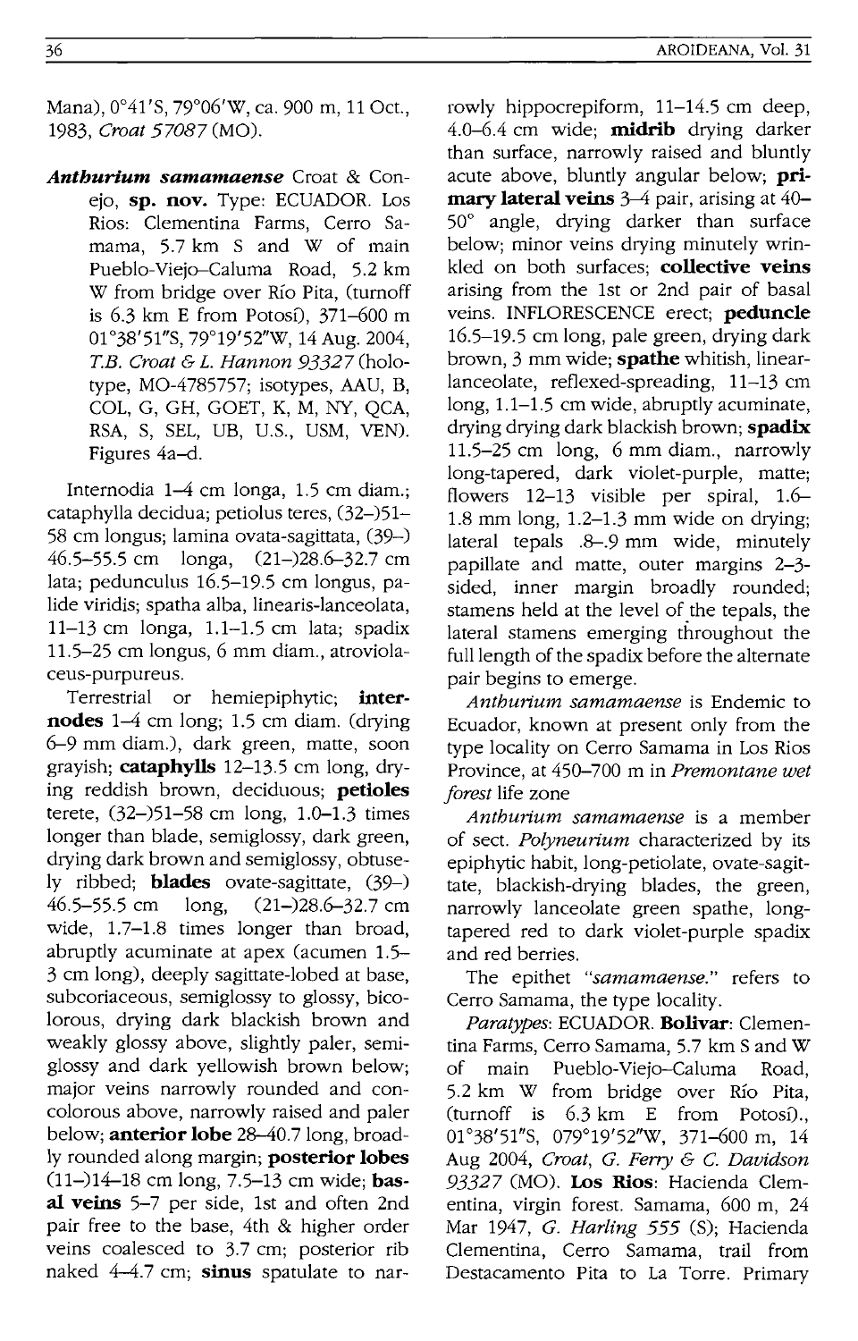Mana), 0°41'S, 79°06'W, ca. 900 m, 11 Oct., 1983, *Croat 57087* (MO).

***Anthurium samamaense*** Croat & Conejo, **sp. nov.** Type: ECUADOR. Los Rios: Clementina Farms, Cerro Samama, 5.7 km S and W of main Pueblo-Viejo–Caluma Road, 5.2 km W from bridge over Río Pita, (turnoff is 6.3 km E from Potosí), 371–600 m 01°38'51"S, 79°19'52"W, 14 Aug. 2004, *T.B. Croat & L. Hannon 93327* (holotype, MO-4785757; isotypes, AAU, B, COL, G, GH, GOET, K, M, NY, QCA, RSA, S, SEL, UB, U.S., USM, VEN). Figures 4a–d.

Internodia 1–4 cm longa, 1.5 cm diam.; cataphylla decidua; petiolus teres, (32–)51–58 cm longus; lamina ovata-sagittata, (39–) 46.5–55.5 cm longa, (21–)28.6–32.7 cm lata; pedunculus 16.5–19.5 cm longus, palide viridis; spatha alba, linearis-lanceolata, 11–13 cm longa, 1.1–1.5 cm lata; spadix 11.5–25 cm longus, 6 mm diam., atroviolaceus-purpureus.

Terrestrial or hemiepiphytic; **internodes** 1–4 cm long; 1.5 cm diam. (drying 6–9 mm diam.), dark green, matte, soon grayish; **cataphylls** 12–13.5 cm long, drying reddish brown, deciduous; **petioles** terete, (32–)51–58 cm long, 1.0–1.3 times longer than blade, semiglossy, dark green, drying dark brown and semiglossy, obtusely ribbed; **blades** ovate-sagittate, (39–) 46.5–55.5 cm long, (21–)28.6–32.7 cm wide, 1.7–1.8 times longer than broad, abruptly acuminate at apex (acumen 1.5–3 cm long), deeply sagittate-lobed at base, subcoriaceous, semiglossy to glossy, bicolorous, drying dark blackish brown and weakly glossy above, slightly paler, semiglossy and dark yellowish brown below; major veins narrowly rounded and concolorous above, narrowly raised and paler below; **anterior lobe** 28–40.7 long, broadly rounded along margin; **posterior lobes** (11–)14–18 cm long, 7.5–13 cm wide; **basal veins** 5–7 per side, 1st and often 2nd pair free to the base, 4th & higher order veins coalesced to 3.7 cm; posterior rib naked 4–4.7 cm; **sinus** spatulate to narrowly hippocrepiform, 11–14.5 cm deep, 4.0–6.4 cm wide; **midrib** drying darker than surface, narrowly raised and bluntly acute above, bluntly angular below; **primary lateral veins** 3–4 pair, arising at 40–50° angle, drying darker than surface below; minor veins drying minutely wrinkled on both surfaces; **collective veins** arising from the 1st or 2nd pair of basal veins. INFLORESCENCE erect; **peduncle** 16.5–19.5 cm long, pale green, drying dark brown, 3 mm wide; **spathe** whitish, linear-lanceolate, reflexed-spreading, 11–13 cm long, 1.1–1.5 cm wide, abruptly acuminate, drying drying dark blackish brown; **spadix** 11.5–25 cm long, 6 mm diam., narrowly long-tapered, dark violet-purple, matte; flowers 12–13 visible per spiral, 1.6–1.8 mm long, 1.2–1.3 mm wide on drying; lateral tepals .8–.9 mm wide, minutely papillate and matte, outer margins 2–3-sided, inner margin broadly rounded; stamens held at the level of the tepals, the lateral stamens emerging throughout the full length of the spadix before the alternate pair begins to emerge.

*Anthurium samamaense* is Endemic to Ecuador, known at present only from the type locality on Cerro Samama in Los Rios Province, at 450–700 m in *Premontane wet forest* life zone

*Anthurium samamaense* is a member of sect. *Polyneurium* characterized by its epiphytic habit, long-petiolate, ovate-sagittate, blackish-drying blades, the green, narrowly lanceolate green spathe, long-tapered red to dark violet-purple spadix and red berries.

The epithet "*samamaense.*" refers to Cerro Samama, the type locality.

*Paratypes*: ECUADOR. **Bolivar**: Clementina Farms, Cerro Samama, 5.7 km S and W of main Pueblo-Viejo–Caluma Road, 5.2 km W from bridge over Río Pita, (turnoff is 6.3 km E from Potosí)., 01°38'51"S, 079°19'52"W, 371–600 m, 14 Aug 2004, *Croat, G. Ferry & C. Davidson 93327* (MO). **Los Rios**: Hacienda Clementina, virgin forest. Samama, 600 m, 24 Mar 1947, *G. Harling 555* (S); Hacienda Clementina, Cerro Samama, trail from Destacamento Pita to La Torre. Primary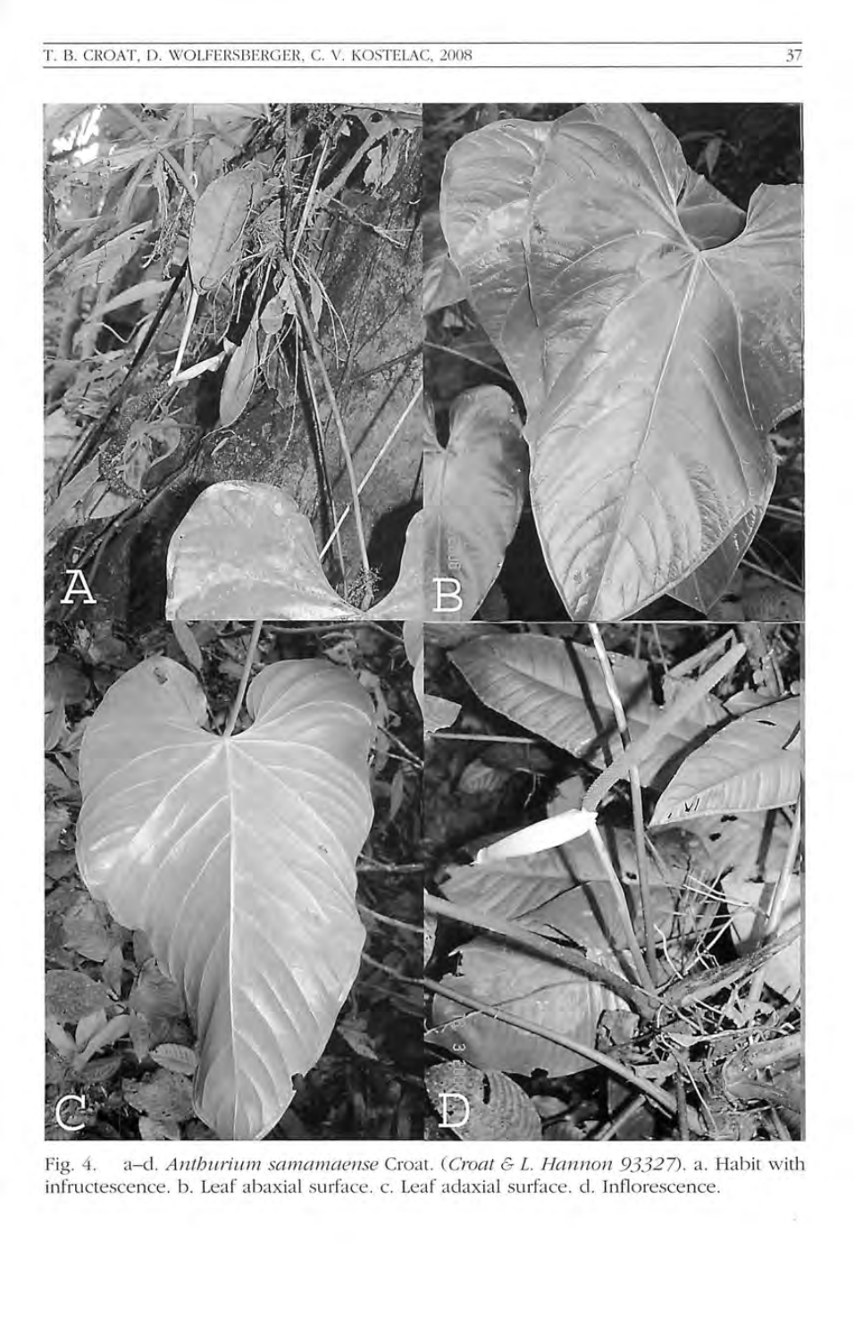Fig. 4. a–d. *Anthurium samamaense* Croat. (*Croat & L. Hannon 93327*). a. Habit with infructescence. b. Leaf abaxial surface. c. Leaf adaxial surface. d. Inflorescence.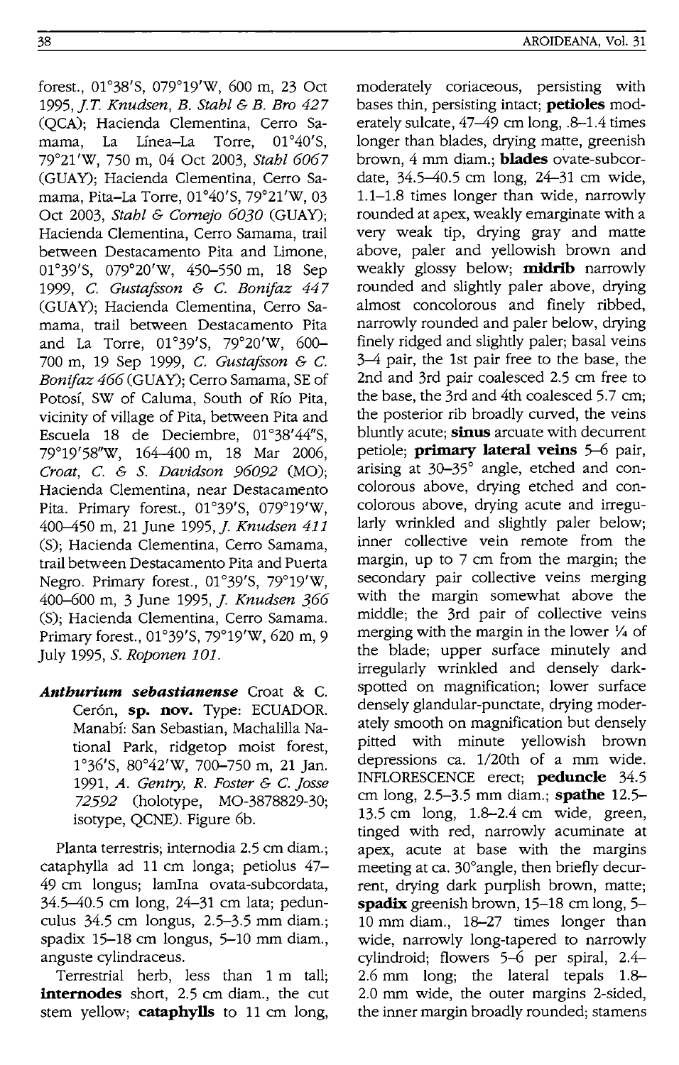forest., 01°38′S, 079°19′W, 600 m, 23 Oct 1995, *J.T. Knudsen, B. Stahl & B. Bro 427* (QCA); Hacienda Clementina, Cerro Samama, La Línea–La Torre, 01°40′S, 79°21′W, 750 m, 04 Oct 2003, *Stahl 6067* (GUAY); Hacienda Clementina, Cerro Samama, Pita–La Torre, 01°40′S, 79°21′W, 03 Oct 2003, *Stahl & Cornejo 6030* (GUAY); Hacienda Clementina, Cerro Samama, trail between Destacamento Pita and Limone, 01°39′S, 079°20′W, 450–550 m, 18 Sep 1999, *C. Gustafsson & C. Bonifaz 447* (GUAY); Hacienda Clementina, Cerro Samama, trail between Destacamento Pita and La Torre, 01°39′S, 79°20′W, 600–700 m, 19 Sep 1999, *C. Gustafsson & C. Bonifaz 466* (GUAY); Cerro Samama, SE of Potosí, SW of Caluma, South of Río Pita, vicinity of village of Pita, between Pita and Escuela 18 de Deciembre, 01°38′44″S, 79°19′58″W, 164–400 m, 18 Mar 2006, *Croat, C. & S. Davidson 96092* (MO); Hacienda Clementina, near Destacamento Pita. Primary forest., 01°39′S, 079°19′W, 400–450 m, 21 June 1995, *J. Knudsen 411* (S); Hacienda Clementina, Cerro Samama, trail between Destacamento Pita and Puerta Negro. Primary forest., 01°39′S, 79°19′W, 400–600 m, 3 June 1995, *J. Knudsen 366* (S); Hacienda Clementina, Cerro Samama. Primary forest., 01°39′S, 79°19′W, 620 m, 9 July 1995, *S. Roponen 101*.

***Anthurium sebastianense*** Croat & C. Cerón, **sp. nov.** Type: ECUADOR. Manabí: San Sebastian, Machalilla National Park, ridgetop moist forest, 1°36′S, 80°42′W, 700–750 m, 21 Jan. 1991, *A. Gentry, R. Foster & C. Josse 72592* (holotype, MO-3878829-30; isotype, QCNE). Figure 6b.

Planta terrestris; internodia 2.5 cm diam.; cataphylla ad 11 cm longa; petiolus 47–49 cm longus; lamlna ovata-subcordata, 34.5–40.5 cm long, 24–31 cm lata; pedunculus 34.5 cm longus, 2.5–3.5 mm diam.; spadix 15–18 cm longus, 5–10 mm diam., anguste cylindraceus.

Terrestrial herb, less than 1 m tall; **internodes** short, 2.5 cm diam., the cut stem yellow; **cataphylls** to 11 cm long, moderately coriaceous, persisting with bases thin, persisting intact; **petioles** moderately sulcate, 47–49 cm long, .8–1.4 times longer than blades, drying matte, greenish brown, 4 mm diam.; **blades** ovate-subcordate, 34.5–40.5 cm long, 24–31 cm wide, 1.1–1.8 times longer than wide, narrowly rounded at apex, weakly emarginate with a very weak tip, drying gray and matte above, paler and yellowish brown and weakly glossy below; **midrib** narrowly rounded and slightly paler above, drying almost concolorous and finely ribbed, narrowly rounded and paler below, drying finely ridged and slightly paler; basal veins 3–4 pair, the 1st pair free to the base, the 2nd and 3rd pair coalesced 2.5 cm free to the base, the 3rd and 4th coalesced 5.7 cm; the posterior rib broadly curved, the veins bluntly acute; **sinus** arcuate with decurrent petiole; **primary lateral veins** 5–6 pair, arising at 30–35° angle, etched and concolorous above, drying etched and concolorous above, drying acute and irregularly wrinkled and slightly paler below; inner collective vein remote from the margin, up to 7 cm from the margin; the secondary pair collective veins merging with the margin somewhat above the middle; the 3rd pair of collective veins merging with the margin in the lower ¼ of the blade; upper surface minutely and irregularly wrinkled and densely dark-spotted on magnification; lower surface densely glandular-punctate, drying moderately smooth on magnification but densely pitted with minute yellowish brown depressions ca. 1/20th of a mm wide. INFLORESCENCE erect; **peduncle** 34.5 cm long, 2.5–3.5 mm diam.; **spathe** 12.5–13.5 cm long, 1.8–2.4 cm wide, green, tinged with red, narrowly acuminate at apex, acute at base with the margins meeting at ca. 30°angle, then briefly decurrent, drying dark purplish brown, matte; **spadix** greenish brown, 15–18 cm long, 5–10 mm diam., 18–27 times longer than wide, narrowly long-tapered to narrowly cylindroid; flowers 5–6 per spiral, 2.4–2.6 mm long; the lateral tepals 1.8–2.0 mm wide, the outer margins 2-sided, the inner margin broadly rounded; stamens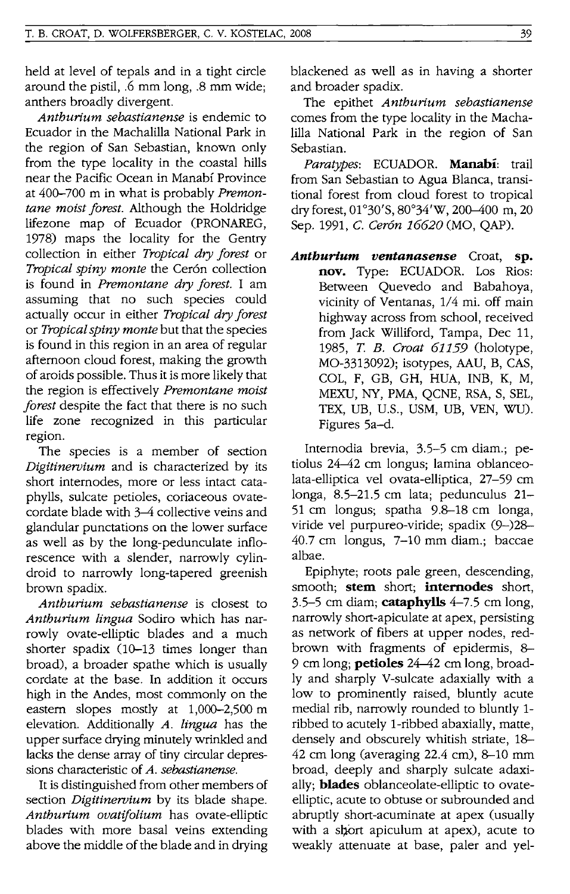held at level of tepals and in a tight circle around the pistil, .6 mm long, .8 mm wide; anthers broadly divergent.

*Anthurium sebastianense* is endemic to Ecuador in the Machalilla National Park in the region of San Sebastian, known only from the type locality in the coastal hills near the Pacific Ocean in Manabí Province at 400–700 m in what is probably *Premontane moist forest*. Although the Holdridge lifezone map of Ecuador (PRONAREG, 1978) maps the locality for the Gentry collection in either *Tropical dry forest* or *Tropical spiny monte* the Cerón collection is found in *Premontane dry forest*. I am assuming that no such species could actually occur in either *Tropical dry forest* or *Tropical spiny monte* but that the species is found in this region in an area of regular afternoon cloud forest, making the growth of aroids possible. Thus it is more likely that the region is effectively *Premontane moist forest* despite the fact that there is no such life zone recognized in this particular region.

The species is a member of section *Digitinervium* and is characterized by its short internodes, more or less intact cataphylls, sulcate petioles, coriaceous ovate-cordate blade with 3–4 collective veins and glandular punctations on the lower surface as well as by the long-pedunculate inflorescence with a slender, narrowly cylindroid to narrowly long-tapered greenish brown spadix.

*Anthurium sebastianense* is closest to *Anthurium lingua* Sodiro which has narrowly ovate-elliptic blades and a much shorter spadix (10–13 times longer than broad), a broader spathe which is usually cordate at the base. In addition it occurs high in the Andes, most commonly on the eastern slopes mostly at 1,000–2,500 m elevation. Additionally *A. lingua* has the upper surface drying minutely wrinkled and lacks the dense array of tiny circular depressions characteristic of *A. sebastianense*.

It is distinguished from other members of section *Digitinervium* by its blade shape. *Anthurium ovatifolium* has ovate-elliptic blades with more basal veins extending above the middle of the blade and in drying blackened as well as in having a shorter and broader spadix.

The epithet *Anthurium sebastianense* comes from the type locality in the Machalilla National Park in the region of San Sebastian.

*Paratypes*: ECUADOR. **Manabí**: trail from San Sebastian to Agua Blanca, transitional forest from cloud forest to tropical dry forest, 01°30'S, 80°34'W, 200–400 m, 20 Sep. 1991, *C. Cerón 16620* (MO, QAP).

***Anthurium ventanasense*** Croat, **sp. nov.** Type: ECUADOR. Los Rios: Between Quevedo and Babahoya, vicinity of Ventanas, 1/4 mi. off main highway across from school, received from Jack Williford, Tampa, Dec 11, 1985, *T. B. Croat 61159* (holotype, MO-3313092); isotypes, AAU, B, CAS, COL, F, GB, GH, HUA, INB, K, M, MEXU, NY, PMA, QCNE, RSA, S, SEL, TEX, UB, U.S., USM, UB, VEN, WU). Figures 5a–d.

Internodia brevia, 3.5–5 cm diam.; petiolus 24–42 cm longus; lamina oblanceolata-elliptica vel ovata-elliptica, 27–59 cm longa, 8.5–21.5 cm lata; pedunculus 21–51 cm longus; spatha 9.8–18 cm longa, viride vel purpureo-viride; spadix (9–)28–40.7 cm longus, 7–10 mm diam.; baccae albae.

Epiphyte; roots pale green, descending, smooth; **stem** short; **internodes** short, 3.5–5 cm diam; **cataphylls** 4–7.5 cm long, narrowly short-apiculate at apex, persisting as network of fibers at upper nodes, red-brown with fragments of epidermis, 8–9 cm long; **petioles** 24–42 cm long, broadly and sharply V-sulcate adaxially with a low to prominently raised, bluntly acute medial rib, narrowly rounded to bluntly 1-ribbed to acutely 1-ribbed abaxially, matte, densely and obscurely whitish striate, 18–42 cm long (averaging 22.4 cm), 8–10 mm broad, deeply and sharply sulcate adaxially; **blades** oblanceolate-elliptic to ovate-elliptic, acute to obtuse or subrounded and abruptly short-acuminate at apex (usually with a short apiculum at apex), acute to weakly attenuate at base, paler and yel-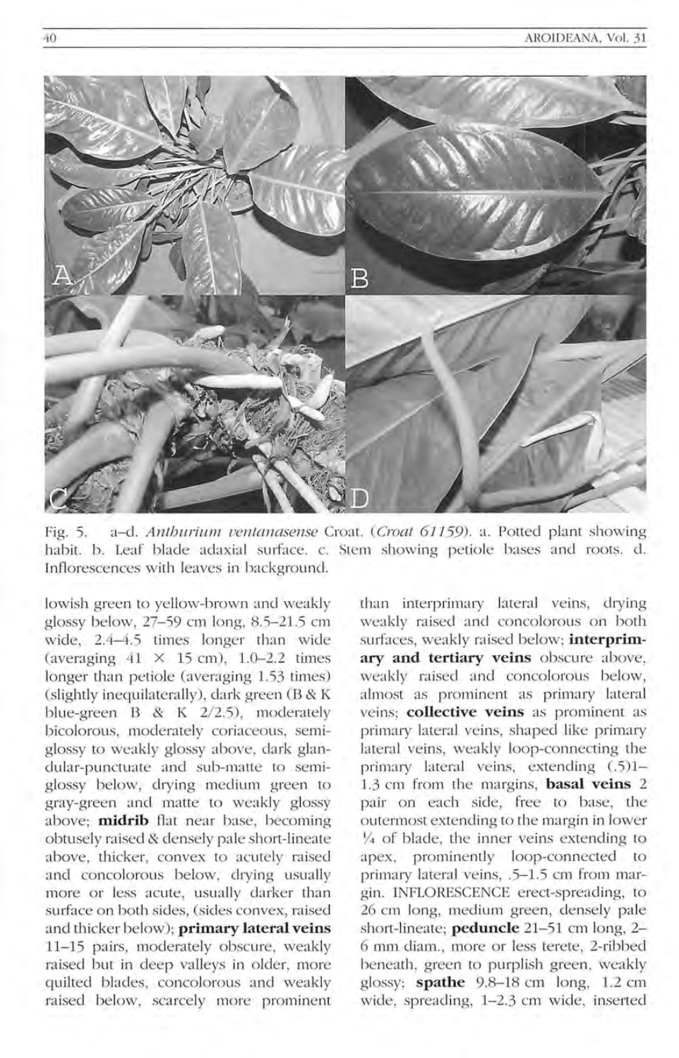Fig. 5. a–d. *Anthurium ventanasense* Croat. (*Croat 61159*). a. Potted plant showing habit. b. Leaf blade adaxial surface. c. Stem showing petiole bases and roots. d. Inflorescences with leaves in background.

lowish green to yellow-brown and weakly glossy below, 27–59 cm long, 8.5–21.5 cm wide, 2.4–4.5 times longer than wide (averaging 41 × 15 cm), 1.0–2.2 times longer than petiole (averaging 1.53 times) (slightly inequilaterally), dark green (B & K blue-green B & K 2/2.5), moderately bicolorous, moderately coriaceous, semi-glossy to weakly glossy above, dark glandular-punctuate and sub-matte to semi-glossy below, drying medium green to gray-green and matte to weakly glossy above; **midrib** flat near base, becoming obtusely raised & densely pale short-lineate above, thicker, convex to acutely raised and concolorous below, drying usually more or less acute, usually darker than surface on both sides, (sides convex, raised and thicker below); **primary lateral veins** 11–15 pairs, moderately obscure, weakly raised but in deep valleys in older, more quilted blades, concolorous and weakly raised below, scarcely more prominent than interprimary lateral veins, drying weakly raised and concolorous on both surfaces, weakly raised below; **interprimary and tertiary veins** obscure above, weakly raised and concolorous below, almost as prominent as primary lateral veins; **collective veins** as prominent as primary lateral veins, shaped like primary lateral veins, weakly loop-connecting the primary lateral veins, extending (.5)1–1.3 cm from the margins, **basal veins** 2 pair on each side, free to base, the outermost extending to the margin in lower ¼ of blade, the inner veins extending to apex, prominently loop-connected to primary lateral veins, .5–1.5 cm from margin. INFLORESCENCE erect-spreading, to 26 cm long, medium green, densely pale short-lineate; **peduncle** 21–51 cm long, 2–6 mm diam., more or less terete, 2-ribbed beneath, green to purplish green, weakly glossy; **spathe** 9.8–18 cm long, 1.2 cm wide, spreading, 1–2.3 cm wide, inserted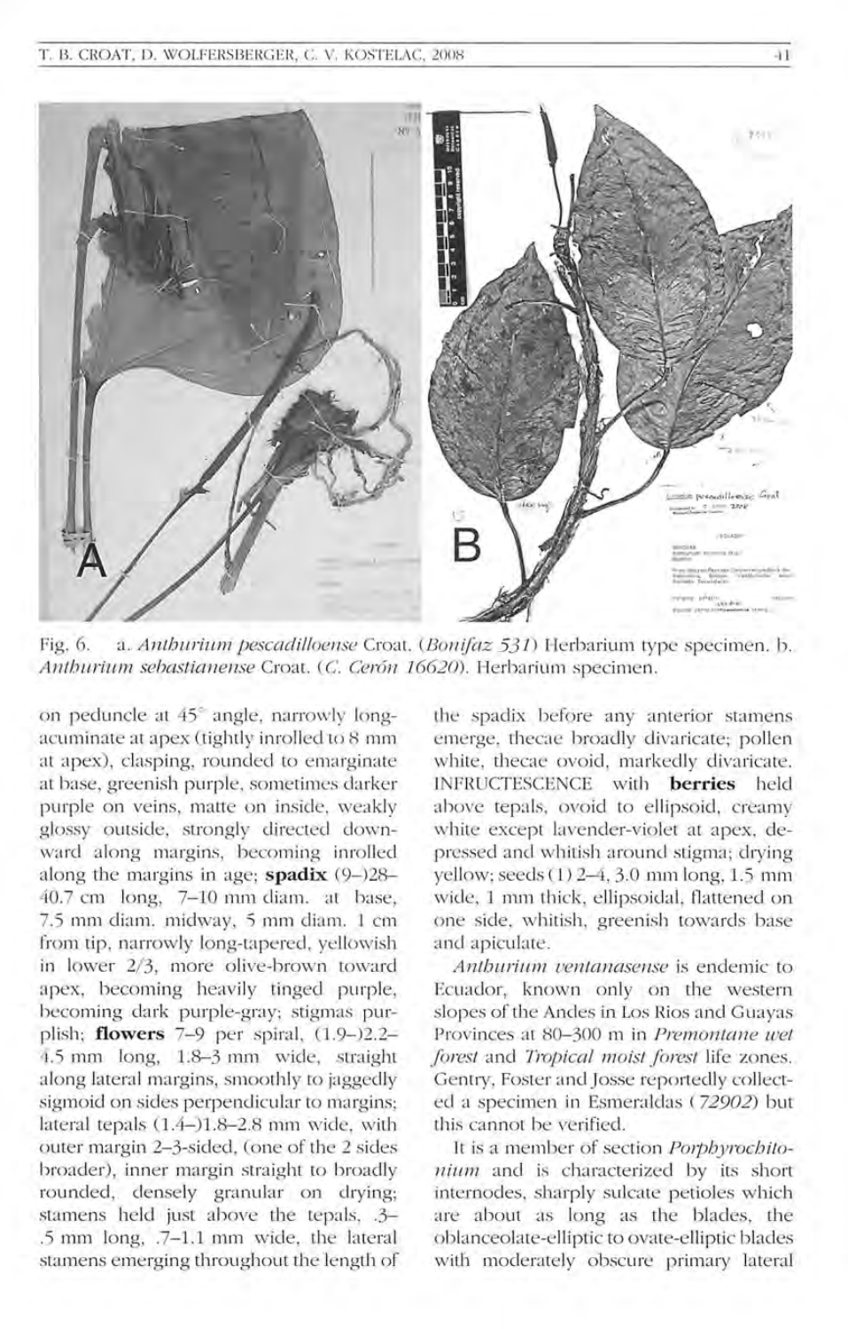Fig. 6. a. *Anthurium pescadilloense* Croat. (*Bonifaz 531*) Herbarium type specimen. b. *Anthurium sebastianense* Croat. (*C. Cerón 16620*). Herbarium specimen.

on peduncle at 45° angle, narrowly long-acuminate at apex (tightly inrolled to 8 mm at apex), clasping, rounded to emarginate at base, greenish purple, sometimes darker purple on veins, matte on inside, weakly glossy outside, strongly directed downward along margins, becoming inrolled along the margins in age; **spadix** (9–)28–40.7 cm long, 7–10 mm diam. at base, 7.5 mm diam. midway, 5 mm diam. 1 cm from tip, narrowly long-tapered, yellowish in lower 2/3, more olive-brown toward apex, becoming heavily tinged purple, becoming dark purple-gray; stigmas purplish; **flowers** 7–9 per spiral, (1.9–)2.2–4.5 mm long, 1.8–3 mm wide, straight along lateral margins, smoothly to jaggedly sigmoid on sides perpendicular to margins; lateral tepals (1.4–)1.8–2.8 mm wide, with outer margin 2–3-sided, (one of the 2 sides broader), inner margin straight to broadly rounded, densely granular on drying; stamens held just above the tepals, .3–.5 mm long, .7–1.1 mm wide, the lateral stamens emerging throughout the length of the spadix before any anterior stamens emerge, thecae broadly divaricate; pollen white, thecae ovoid, markedly divaricate. INFRUCTESCENCE with **berries** held above tepals, ovoid to ellipsoid, creamy white except lavender-violet at apex, depressed and whitish around stigma; drying yellow; seeds (1) 2–4, 3.0 mm long, 1.5 mm wide, 1 mm thick, ellipsoidal, flattened on one side, whitish, greenish towards base and apiculate.

*Anthurium ventanasense* is endemic to Ecuador, known only on the western slopes of the Andes in Los Rios and Guayas Provinces at 80–300 m in *Premontane wet forest* and *Tropical moist forest* life zones. Gentry, Foster and Josse reportedly collected a specimen in Esmeraldas (*72902*) but this cannot be verified.

It is a member of section *Porphyrochitonium* and is characterized by its short internodes, sharply sulcate petioles which are about as long as the blades, the oblanceolate-elliptic to ovate-elliptic blades with moderately obscure primary lateral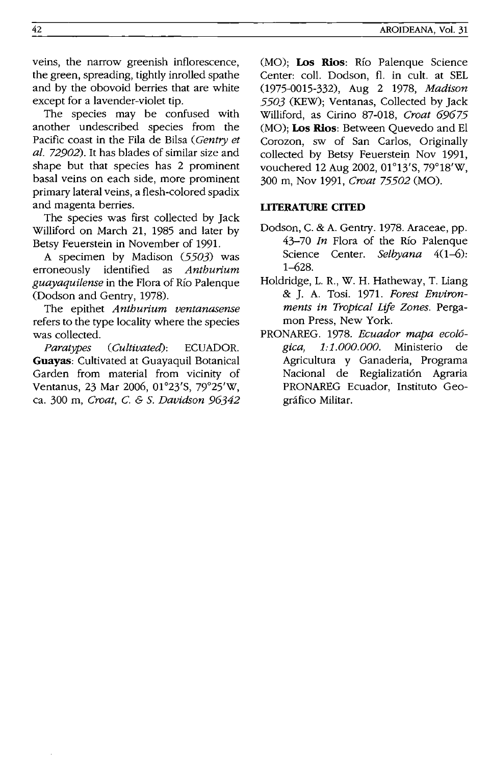veins, the narrow greenish inflorescence, the green, spreading, tightly inrolled spathe and by the obovoid berries that are white except for a lavender-violet tip.

The species may be confused with another undescribed species from the Pacific coast in the Fila de Bilsa (*Gentry et al. 72902*). It has blades of similar size and shape but that species has 2 prominent basal veins on each side, more prominent primary lateral veins, a flesh-colored spadix and magenta berries.

The species was first collected by Jack Williford on March 21, 1985 and later by Betsy Feuerstein in November of 1991.

A specimen by Madison (*5503*) was erroneously identified as *Anthurium guayaquilense* in the Flora of Río Palenque (Dodson and Gentry, 1978).

The epithet *Anthurium ventanasense* refers to the type locality where the species was collected.

*Paratypes* (*Cultivated*): ECUADOR. **Guayas**: Cultivated at Guayaquil Botanical Garden from material from vicinity of Ventanus, 23 Mar 2006, 01°23'S, 79°25'W, ca. 300 m, *Croat, C. & S. Davidson 96342* (MO); **Los Rios**: Río Palenque Science Center: coll. Dodson, fl. in cult. at SEL (1975-0015-332), Aug 2 1978, *Madison 5503* (KEW); Ventanas, Collected by Jack Williford, as Cirino 87-018, *Croat 69675* (MO); **Los Rios**: Between Quevedo and El Corozon, sw of San Carlos, Originally collected by Betsy Feuerstein Nov 1991, vouchered 12 Aug 2002, 01°13'S, 79°18'W, 300 m, Nov 1991, *Croat 75502* (MO).

## LITERATURE CITED

Dodson, C. & A. Gentry. 1978. Araceae, pp. 43–70 *In* Flora of the Río Palenque Science Center. *Selbyana* 4(1–6): 1–628.

Holdridge, L. R., W. H. Hatheway, T. Liang & J. A. Tosi. 1971. *Forest Environments in Tropical Life Zones*. Pergamon Press, New York.

PRONAREG. 1978. *Ecuador mapa ecológica, 1:1.000.000.* Ministerio de Agricultura y Ganaderia, Programa Nacional de Regialización Agraria PRONAREG Ecuador, Instituto Geográfico Militar.